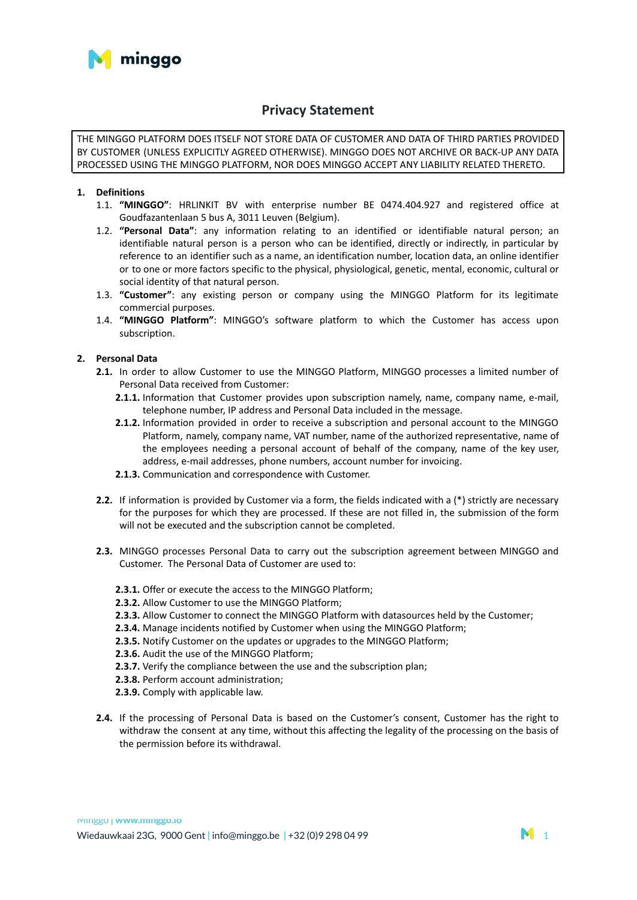# Privacy Statement

THE MINGGO PLATFORM DOES ITSELF NOT STORE DATA OF CUSTOMER AND DATA OF THIRD PARTIES PROVIDED BY CUSTOMER (UNLESS EXPLICITLY AGREED OTHERWISE). MINGGO DOES NOT ARCHIVE OR BACK-UP ANY DATA PROCESSED USING THE MINGGO PLATFORM, NOR DOES MINGGO ACCEPT ANY LIABILITY RELATED THERETO.

## 1. Definitions

1.1. **"MINGGO"**: HRLINKIT BV with enterprise number BE 0474.404.927 and registered office at Goudfazantenlaan 5 bus A, 3011 Leuven (Belgium).

1.2. **"Personal Data"**: any information relating to an identified or identifiable natural person; an identifiable natural person is a person who can be identified, directly or indirectly, in particular by reference to an identifier such as a name, an identification number, location data, an online identifier or to one or more factors specific to the physical, physiological, genetic, mental, economic, cultural or social identity of that natural person.

1.3. **"Customer"**: any existing person or company using the MINGGO Platform for its legitimate commercial purposes.

1.4. **"MINGGO Platform"**: MINGGO's software platform to which the Customer has access upon subscription.

## 2. Personal Data

**2.1.** In order to allow Customer to use the MINGGO Platform, MINGGO processes a limited number of Personal Data received from Customer:

**2.1.1.** Information that Customer provides upon subscription namely, name, company name, e-mail, telephone number, IP address and Personal Data included in the message.

**2.1.2.** Information provided in order to receive a subscription and personal account to the MINGGO Platform, namely, company name, VAT number, name of the authorized representative, name of the employees needing a personal account of behalf of the company, name of the key user, address, e-mail addresses, phone numbers, account number for invoicing.

**2.1.3.** Communication and correspondence with Customer.

**2.2.** If information is provided by Customer via a form, the fields indicated with a (*) strictly are necessary for the purposes for which they are processed. If these are not filled in, the submission of the form will not be executed and the subscription cannot be completed.

**2.3.** MINGGO processes Personal Data to carry out the subscription agreement between MINGGO and Customer. The Personal Data of Customer are used to:

**2.3.1.** Offer or execute the access to the MINGGO Platform;

**2.3.2.** Allow Customer to use the MINGGO Platform;

**2.3.3.** Allow Customer to connect the MINGGO Platform with datasources held by the Customer;

**2.3.4.** Manage incidents notified by Customer when using the MINGGO Platform;

**2.3.5.** Notify Customer on the updates or upgrades to the MINGGO Platform;

**2.3.6.** Audit the use of the MINGGO Platform;

**2.3.7.** Verify the compliance between the use and the subscription plan;

**2.3.8.** Perform account administration;

**2.3.9.** Comply with applicable law.

**2.4.** If the processing of Personal Data is based on the Customer's consent, Customer has the right to withdraw the consent at any time, without this affecting the legality of the processing on the basis of the permission before its withdrawal.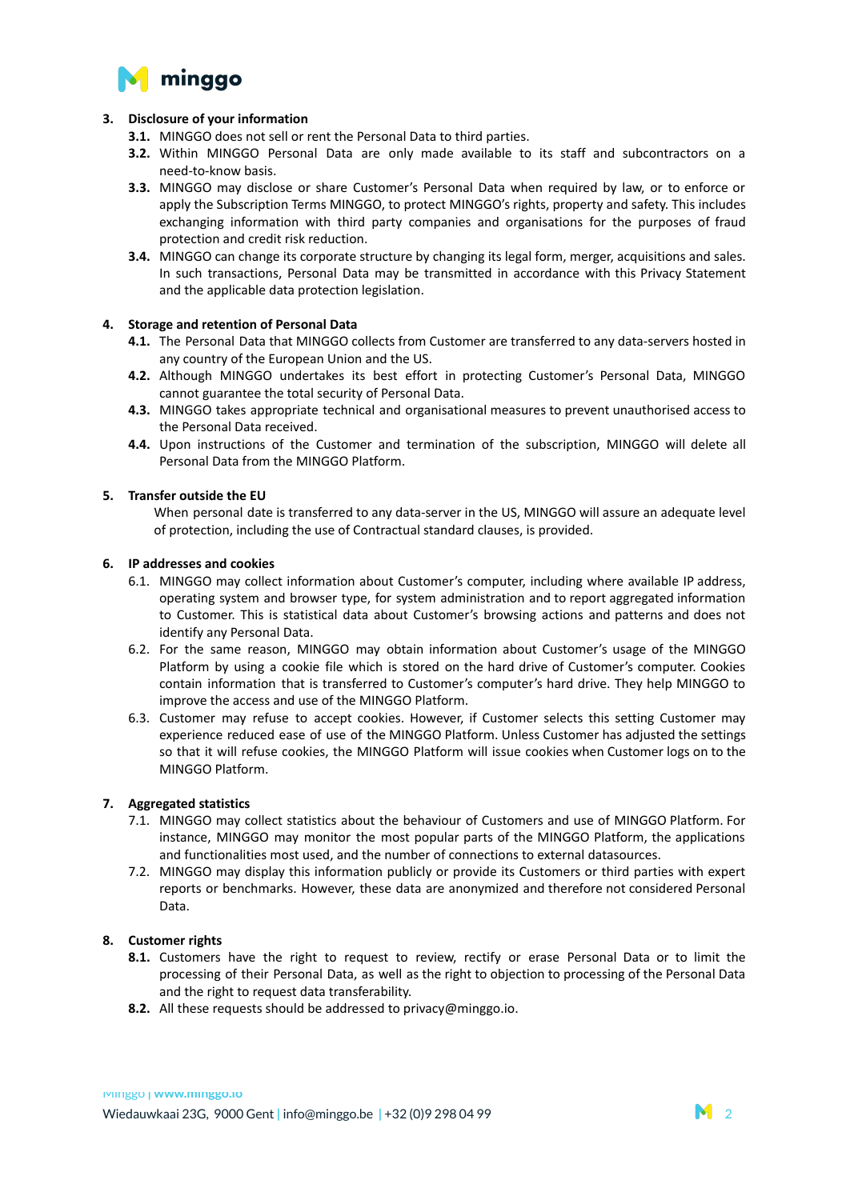## 3. Disclosure of your information

**3.1.** MINGGO does not sell or rent the Personal Data to third parties.

**3.2.** Within MINGGO Personal Data are only made available to its staff and subcontractors on a need-to-know basis.

**3.3.** MINGGO may disclose or share Customer's Personal Data when required by law, or to enforce or apply the Subscription Terms MINGGO, to protect MINGGO's rights, property and safety. This includes exchanging information with third party companies and organisations for the purposes of fraud protection and credit risk reduction.

**3.4.** MINGGO can change its corporate structure by changing its legal form, merger, acquisitions and sales. In such transactions, Personal Data may be transmitted in accordance with this Privacy Statement and the applicable data protection legislation.

## 4. Storage and retention of Personal Data

**4.1.** The Personal Data that MINGGO collects from Customer are transferred to any data-servers hosted in any country of the European Union and the US.

**4.2.** Although MINGGO undertakes its best effort in protecting Customer's Personal Data, MINGGO cannot guarantee the total security of Personal Data.

**4.3.** MINGGO takes appropriate technical and organisational measures to prevent unauthorised access to the Personal Data received.

**4.4.** Upon instructions of the Customer and termination of the subscription, MINGGO will delete all Personal Data from the MINGGO Platform.

## 5. Transfer outside the EU

When personal date is transferred to any data-server in the US, MINGGO will assure an adequate level of protection, including the use of Contractual standard clauses, is provided.

## 6. IP addresses and cookies

6.1. MINGGO may collect information about Customer's computer, including where available IP address, operating system and browser type, for system administration and to report aggregated information to Customer. This is statistical data about Customer's browsing actions and patterns and does not identify any Personal Data.

6.2. For the same reason, MINGGO may obtain information about Customer's usage of the MINGGO Platform by using a cookie file which is stored on the hard drive of Customer's computer. Cookies contain information that is transferred to Customer's computer's hard drive. They help MINGGO to improve the access and use of the MINGGO Platform.

6.3. Customer may refuse to accept cookies. However, if Customer selects this setting Customer may experience reduced ease of use of the MINGGO Platform. Unless Customer has adjusted the settings so that it will refuse cookies, the MINGGO Platform will issue cookies when Customer logs on to the MINGGO Platform.

## 7. Aggregated statistics

7.1. MINGGO may collect statistics about the behaviour of Customers and use of MINGGO Platform. For instance, MINGGO may monitor the most popular parts of the MINGGO Platform, the applications and functionalities most used, and the number of connections to external datasources.

7.2. MINGGO may display this information publicly or provide its Customers or third parties with expert reports or benchmarks. However, these data are anonymized and therefore not considered Personal Data.

## 8. Customer rights

**8.1.** Customers have the right to request to review, rectify or erase Personal Data or to limit the processing of their Personal Data, as well as the right to objection to processing of the Personal Data and the right to request data transferability.

**8.2.** All these requests should be addressed to privacy@minggo.io.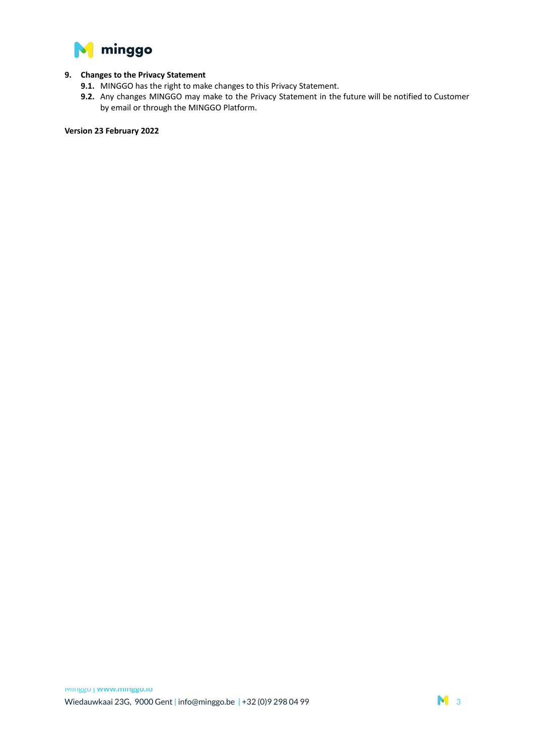9. **Changes to the Privacy Statement**
   - **9.1.** MINGGO has the right to make changes to this Privacy Statement.
   - **9.2.** Any changes MINGGO may make to the Privacy Statement in the future will be notified to Customer by email or through the MINGGO Platform.

**Version 23 February 2022**